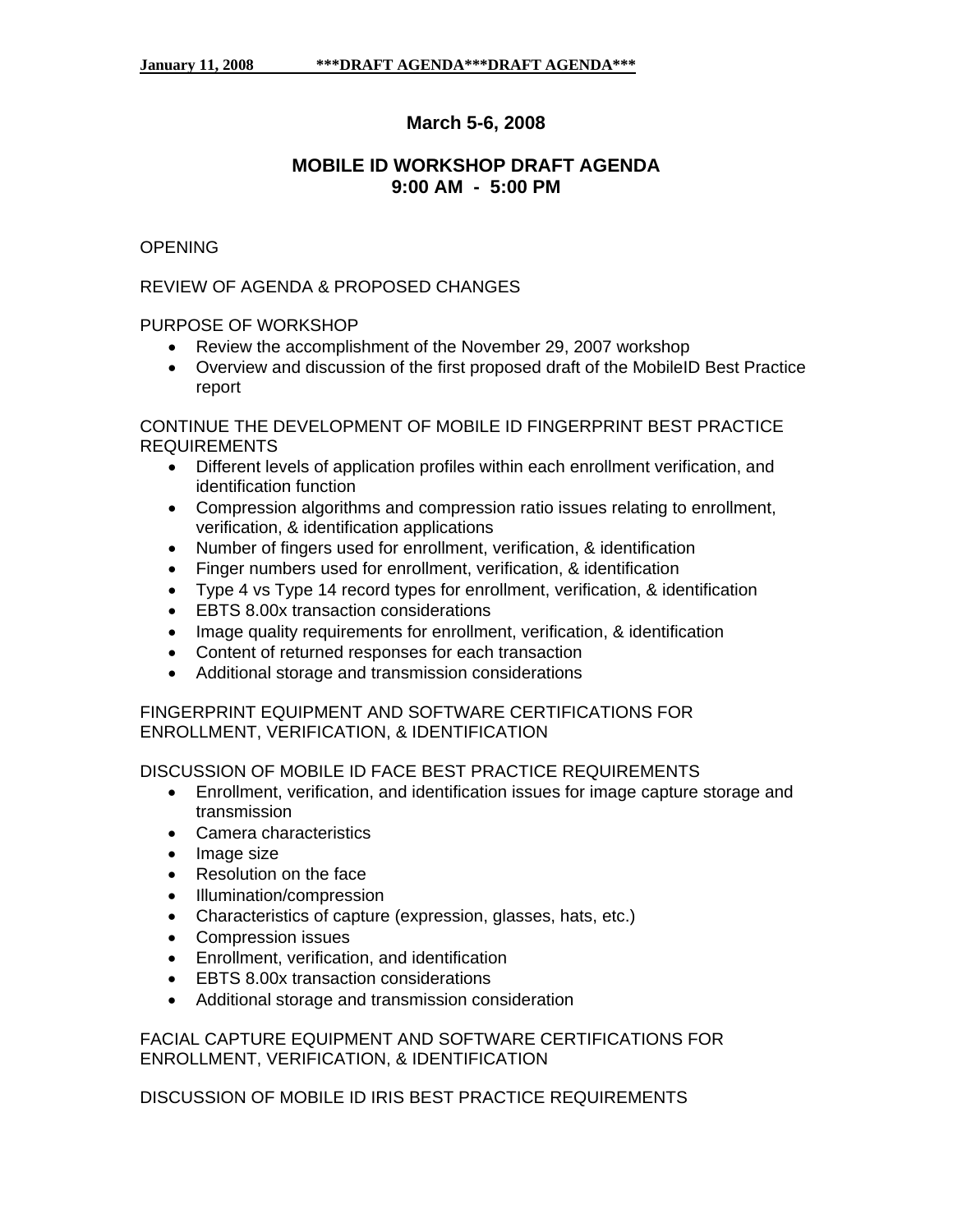**January 11, 2008 \*\*\*DRAFT AGENDA\*\*\*DRAFT AGENDA\*\*\***

## March 5-6, 2008

## MOBILE ID WORKSHOP DRAFT AGENDA
## 9:00 AM - 5:00 PM

OPENING

REVIEW OF AGENDA & PROPOSED CHANGES

PURPOSE OF WORKSHOP

- Review the accomplishment of the November 29, 2007 workshop
- Overview and discussion of the first proposed draft of the MobileID Best Practice report

CONTINUE THE DEVELOPMENT OF MOBILE ID FINGERPRINT BEST PRACTICE REQUIREMENTS

- Different levels of application profiles within each enrollment verification, and identification function
- Compression algorithms and compression ratio issues relating to enrollment, verification, & identification applications
- Number of fingers used for enrollment, verification, & identification
- Finger numbers used for enrollment, verification, & identification
- Type 4 vs Type 14 record types for enrollment, verification, & identification
- EBTS 8.00x transaction considerations
- Image quality requirements for enrollment, verification, & identification
- Content of returned responses for each transaction
- Additional storage and transmission considerations

FINGERPRINT EQUIPMENT AND SOFTWARE CERTIFICATIONS FOR ENROLLMENT, VERIFICATION, & IDENTIFICATION

DISCUSSION OF MOBILE ID FACE BEST PRACTICE REQUIREMENTS

- Enrollment, verification, and identification issues for image capture storage and transmission
- Camera characteristics
- Image size
- Resolution on the face
- Illumination/compression
- Characteristics of capture (expression, glasses, hats, etc.)
- Compression issues
- Enrollment, verification, and identification
- EBTS 8.00x transaction considerations
- Additional storage and transmission consideration

FACIAL CAPTURE EQUIPMENT AND SOFTWARE CERTIFICATIONS FOR ENROLLMENT, VERIFICATION, & IDENTIFICATION

DISCUSSION OF MOBILE ID IRIS BEST PRACTICE REQUIREMENTS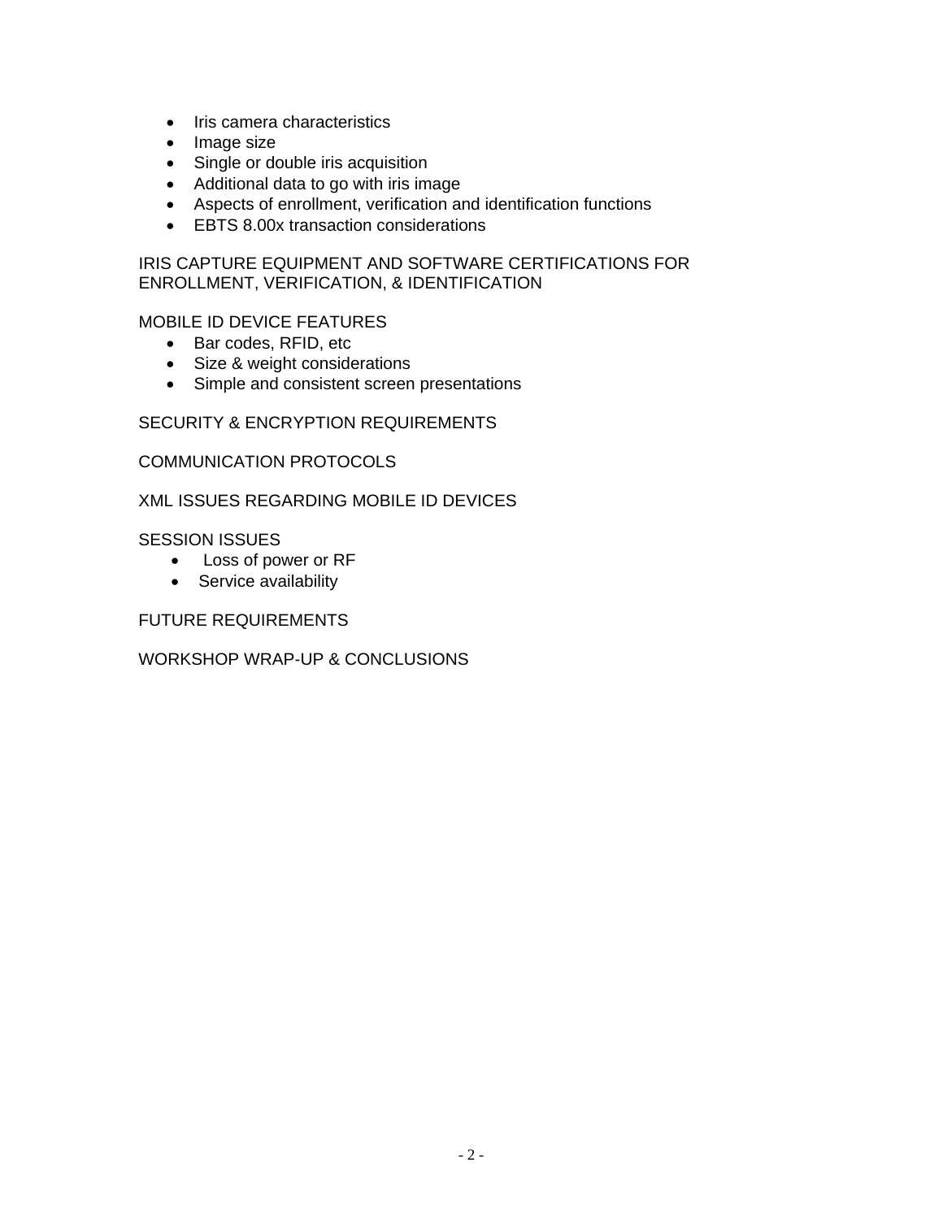- Iris camera characteristics
- Image size
- Single or double iris acquisition
- Additional data to go with iris image
- Aspects of enrollment, verification and identification functions
- EBTS 8.00x transaction considerations

IRIS CAPTURE EQUIPMENT AND SOFTWARE CERTIFICATIONS FOR ENROLLMENT, VERIFICATION, & IDENTIFICATION

MOBILE ID DEVICE FEATURES

- Bar codes, RFID, etc
- Size & weight considerations
- Simple and consistent screen presentations

SECURITY & ENCRYPTION REQUIREMENTS

COMMUNICATION PROTOCOLS

XML ISSUES REGARDING MOBILE ID DEVICES

SESSION ISSUES

- Loss of power or RF
- Service availability

FUTURE REQUIREMENTS

WORKSHOP WRAP-UP & CONCLUSIONS